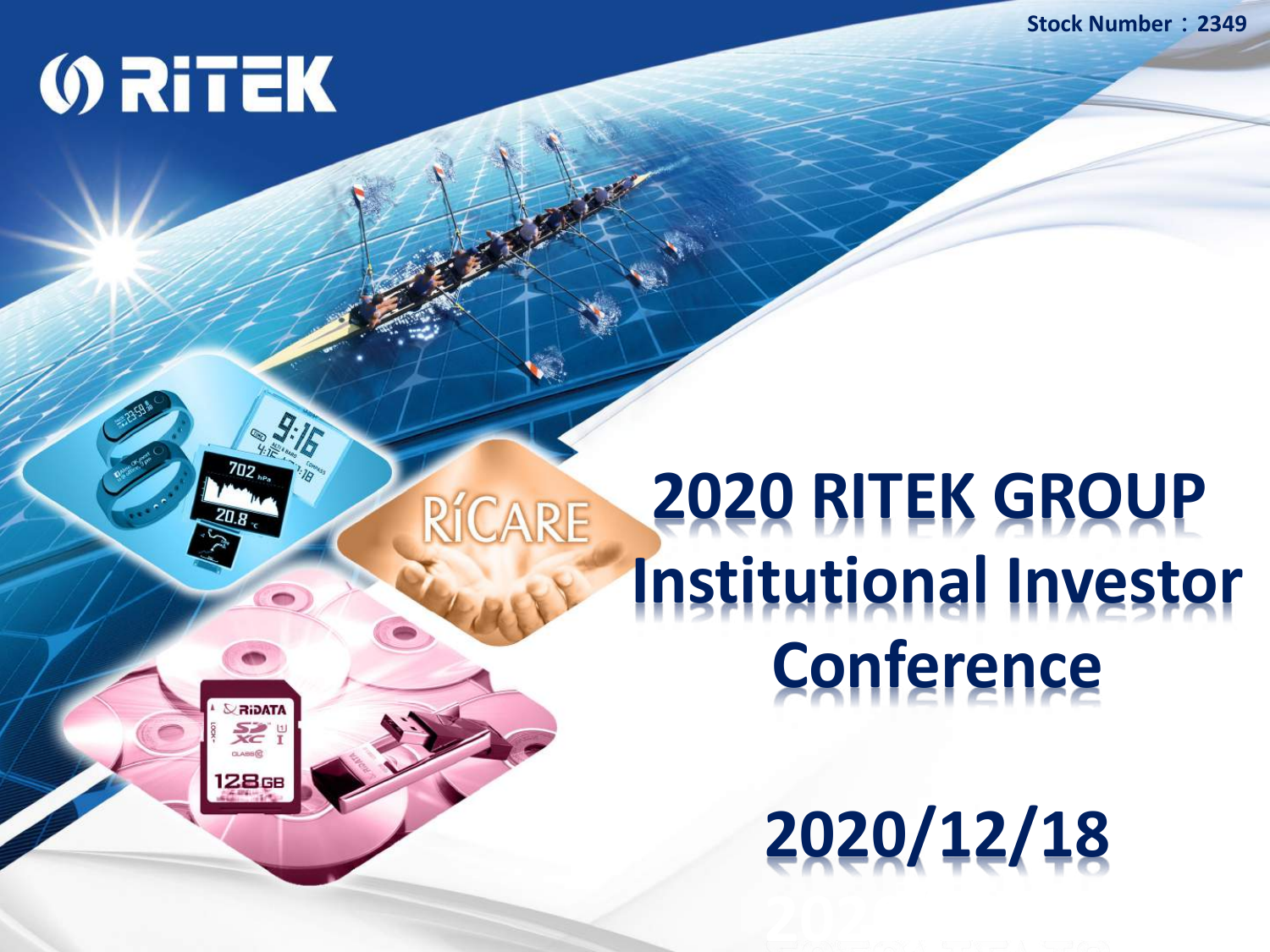Stock Number：2349

# 2020 RITEK GROUP Institutional Investor Conference

2020/12/18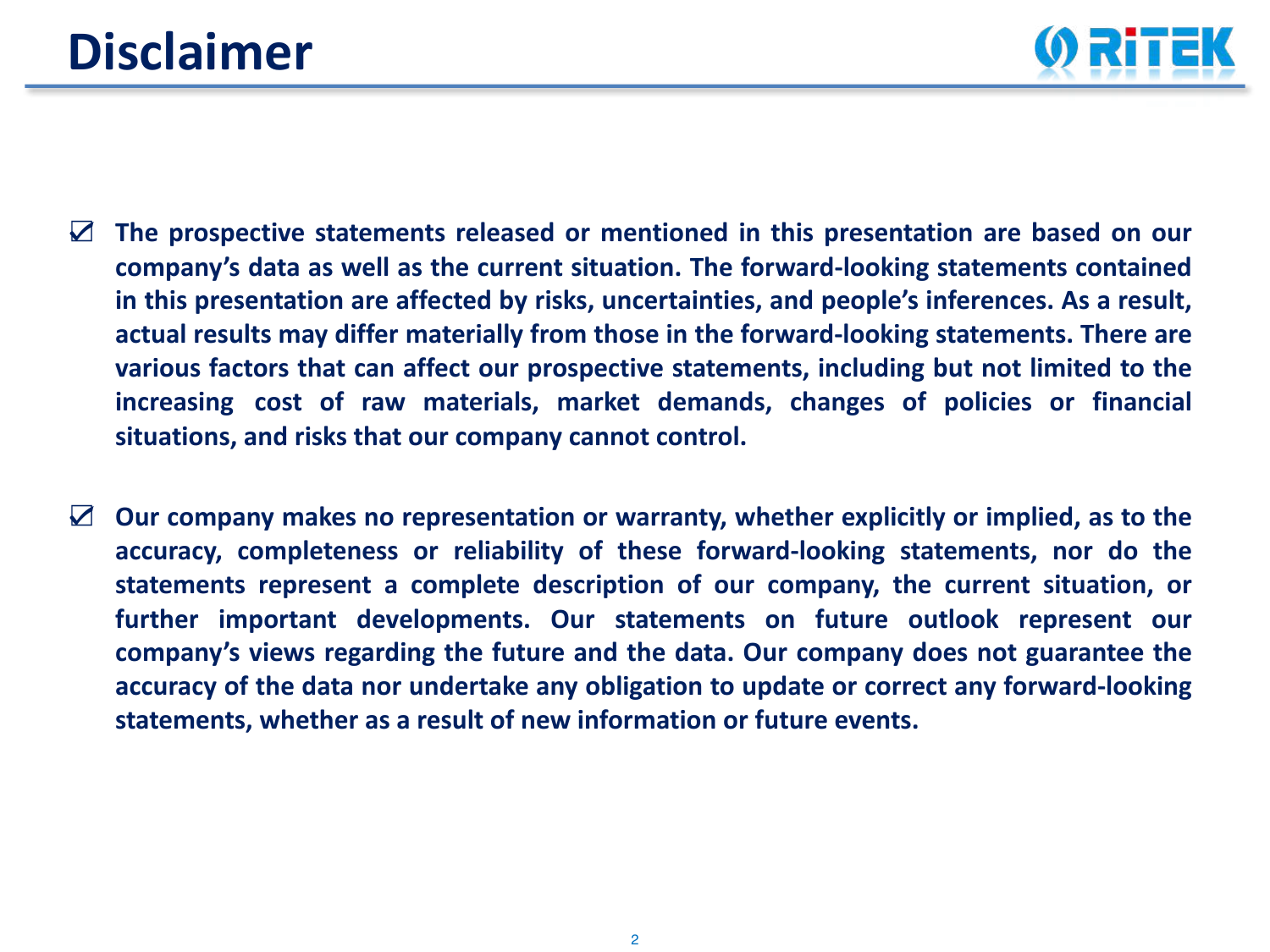# Disclaimer

- ☑ **The prospective statements released or mentioned in this presentation are based on our company's data as well as the current situation. The forward-looking statements contained in this presentation are affected by risks, uncertainties, and people's inferences. As a result, actual results may differ materially from those in the forward-looking statements. There are various factors that can affect our prospective statements, including but not limited to the increasing cost of raw materials, market demands, changes of policies or financial situations, and risks that our company cannot control.**

- ☑ **Our company makes no representation or warranty, whether explicitly or implied, as to the accuracy, completeness or reliability of these forward-looking statements, nor do the statements represent a complete description of our company, the current situation, or further important developments. Our statements on future outlook represent our company's views regarding the future and the data. Our company does not guarantee the accuracy of the data nor undertake any obligation to update or correct any forward-looking statements, whether as a result of new information or future events.**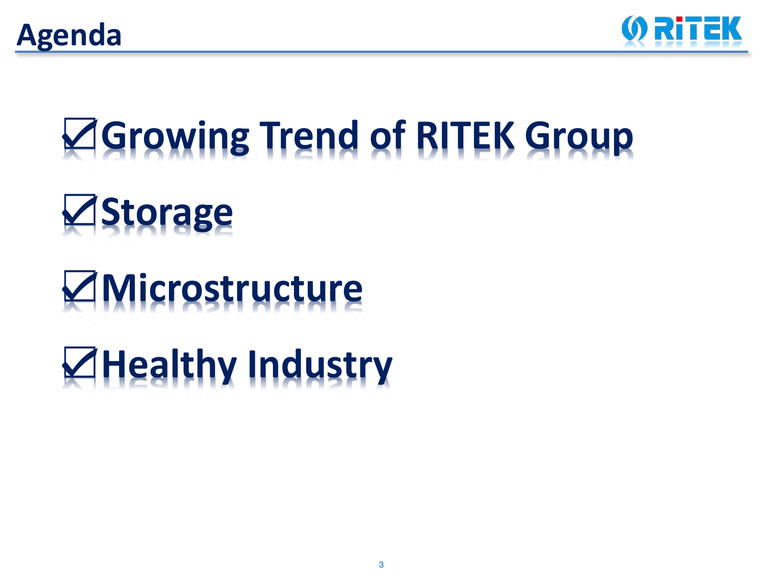# Agenda

- ☑Growing Trend of RITEK Group
- ☑Storage
- ☑Microstructure
- ☑Healthy Industry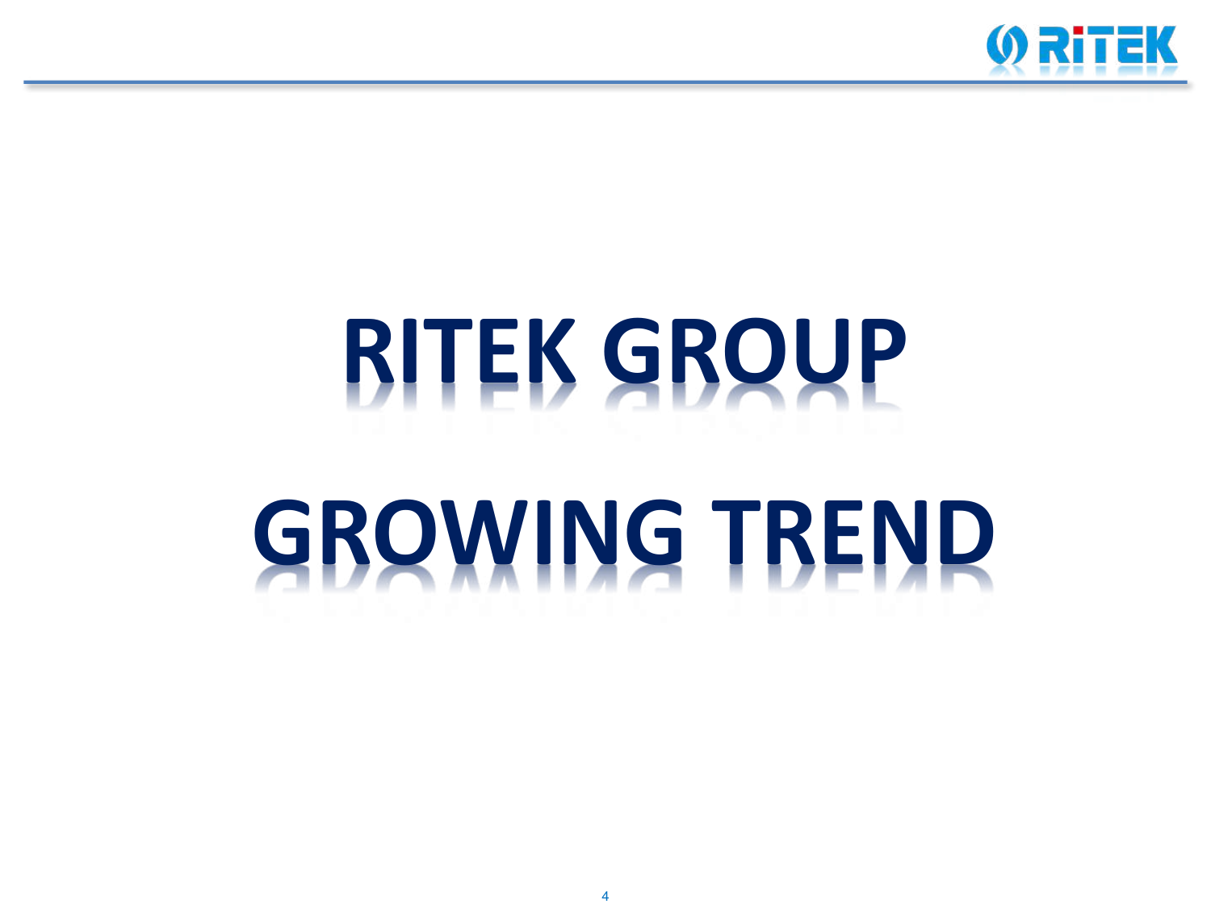# RITEK GROUP

# GROWING TREND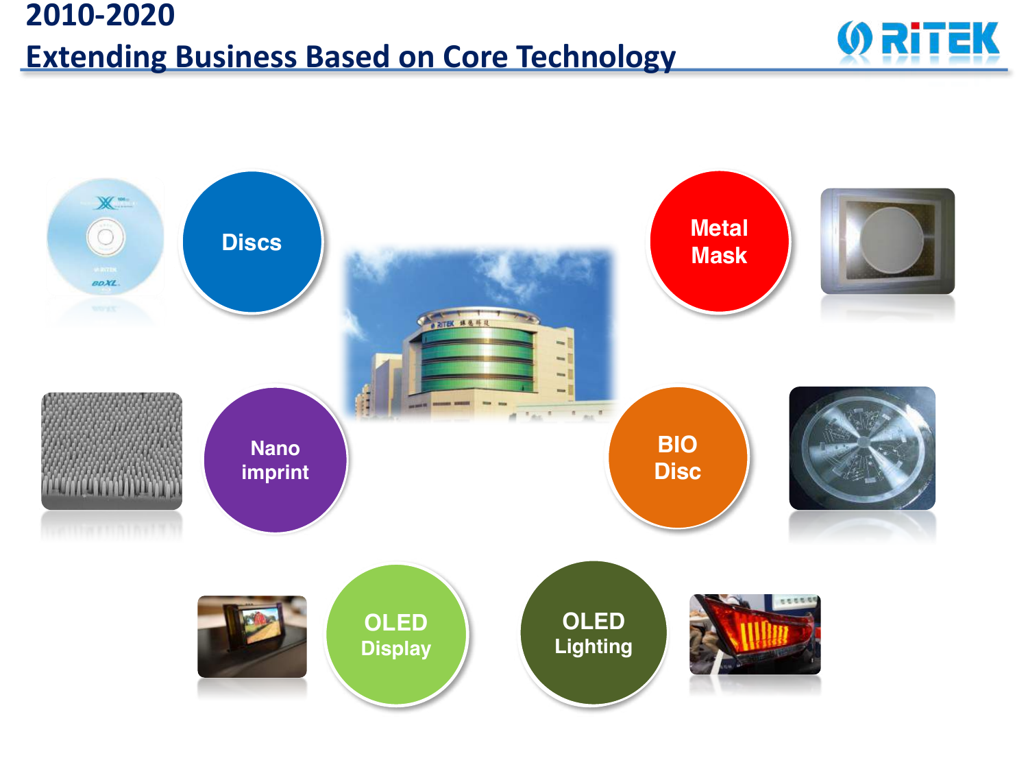# 2010-2020

## Extending Business Based on Core Technology

- Discs
- Metal Mask
- Nano imprint
- BIO Disc
- OLED Display
- OLED Lighting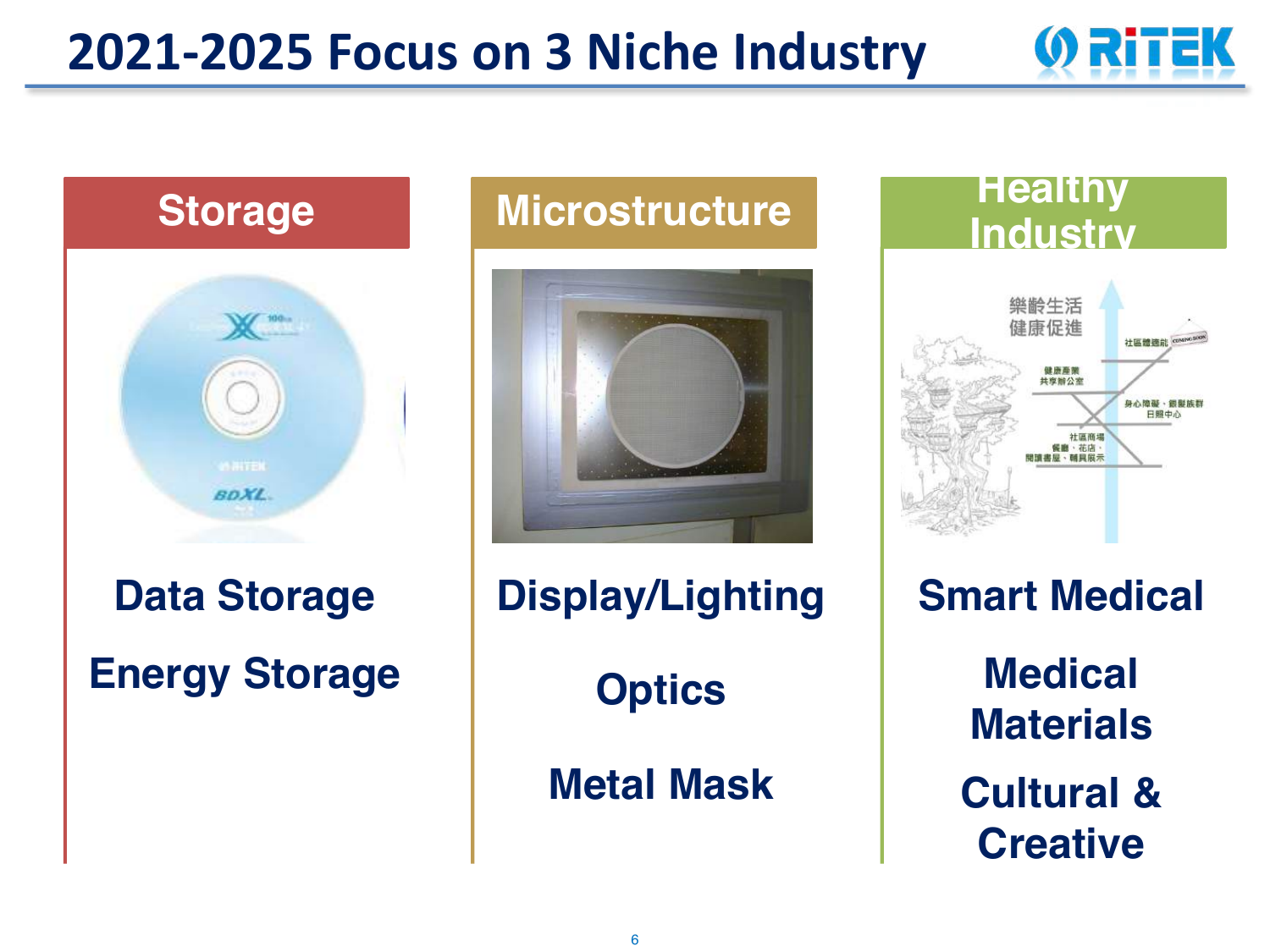# 2021-2025 Focus on 3 Niche Industry

## Storage

**Data Storage**

**Energy Storage**

## Microstructure

**Display/Lighting**

**Optics**

**Metal Mask**

## Healthy Industry

**Smart Medical**

**Medical Materials**

**Cultural & Creative**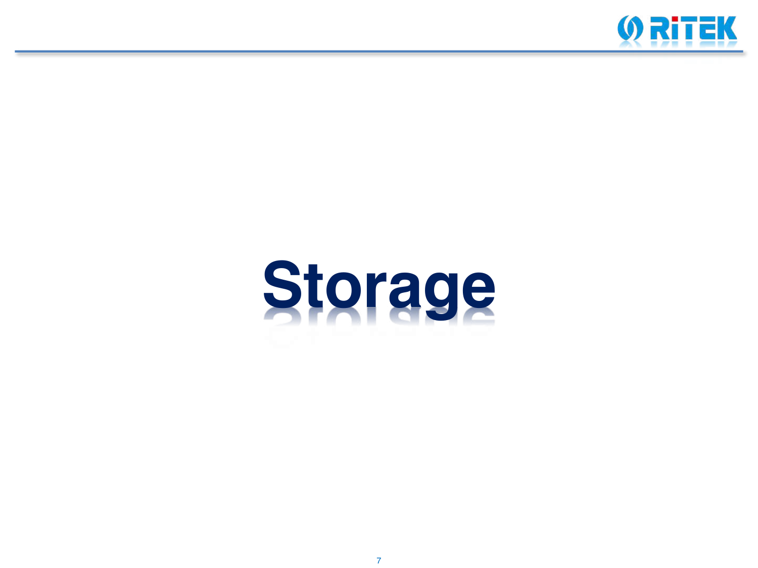# Storage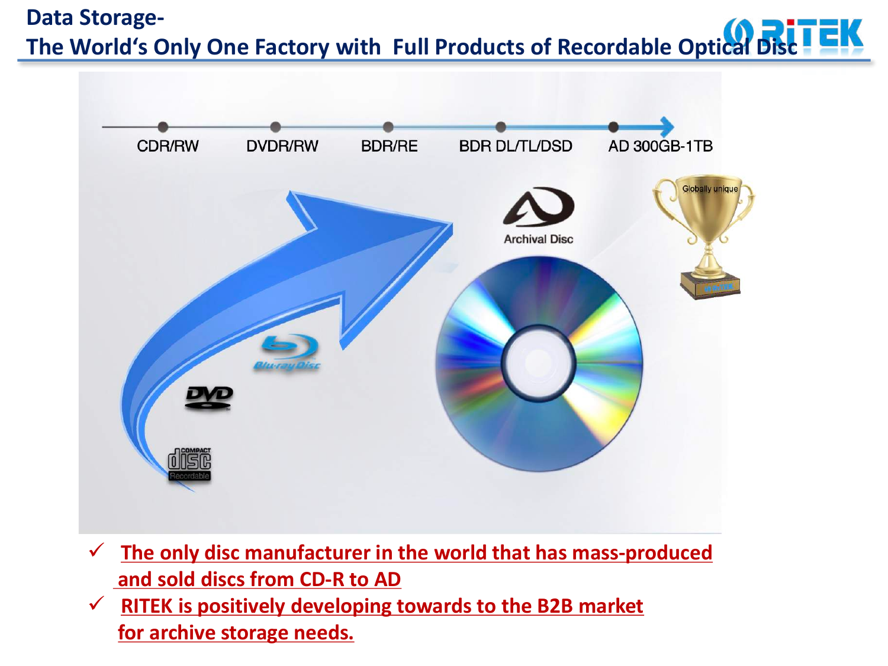# Data Storage-
## The World's Only One Factory with Full Products of Recordable Optical Disc

CDR/RW → DVDR/RW → BDR/RE → BDR DL/TL/DSD → AD 300GB-1TB

Archival Disc

Globally unique

- ✓ **The only disc manufacturer in the world that has mass-produced and sold discs from CD-R to AD**
- ✓ **RITEK is positively developing towards to the B2B market for archive storage needs.**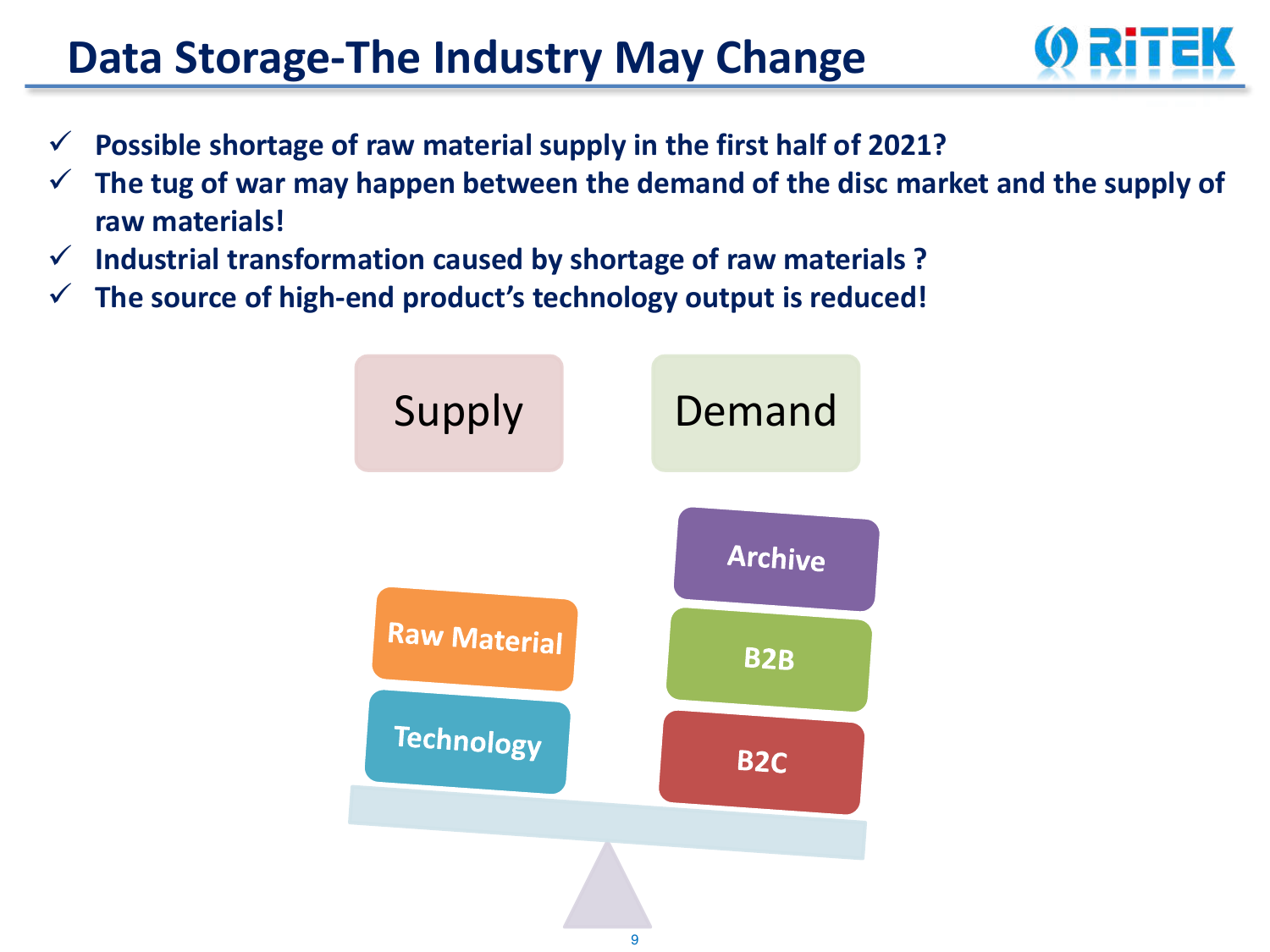# Data Storage-The Industry May Change

- ✓ **Possible shortage of raw material supply in the first half of 2021?**
- ✓ **The tug of war may happen between the demand of the disc market and the supply of raw materials!**
- ✓ **Industrial transformation caused by shortage of raw materials ?**
- ✓ **The source of high-end product's technology output is reduced!**

Supply

Raw Material

Technology

Demand

Archive

B2B

B2C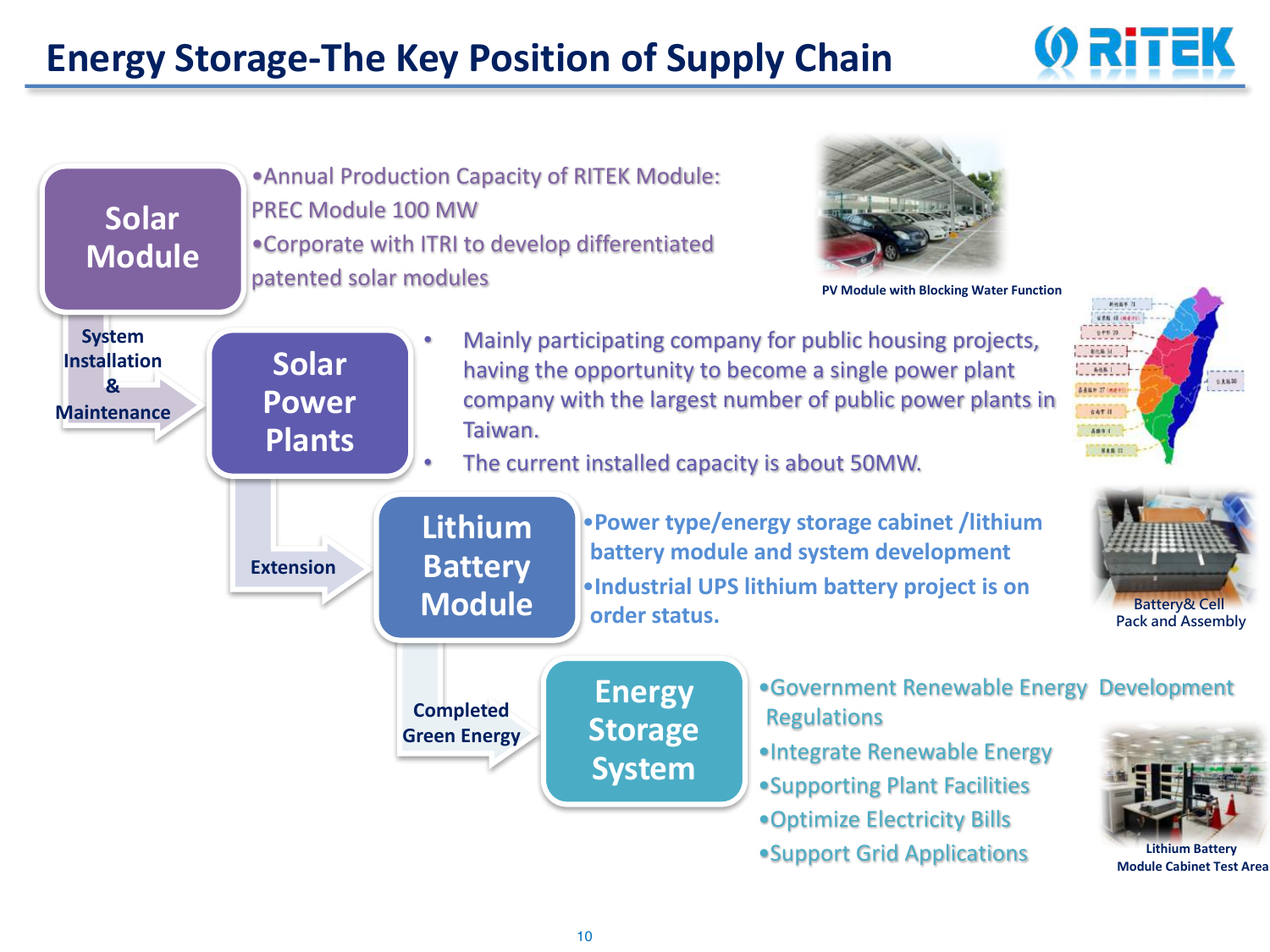# Energy Storage-The Key Position of Supply Chain

## Solar Module

- Annual Production Capacity of RITEK Module: PREC Module 100 MW
- Corporate with ITRI to develop differentiated patented solar modules

PV Module with Blocking Water Function

**System Installation & Maintenance**

## Solar Power Plants

- Mainly participating company for public housing projects, having the opportunity to become a single power plant company with the largest number of public power plants in Taiwan.
- The current installed capacity is about 50MW.

**Extension**

## Lithium Battery Module

- **Power type/energy storage cabinet /lithium battery module and system development**
- **Industrial UPS lithium battery project is on order status.**

Battery& Cell Pack and Assembly

**Completed Green Energy**

## Energy Storage System

- Government Renewable Energy Development Regulations
- Integrate Renewable Energy
- Supporting Plant Facilities
- Optimize Electricity Bills
- Support Grid Applications

Lithium Battery Module Cabinet Test Area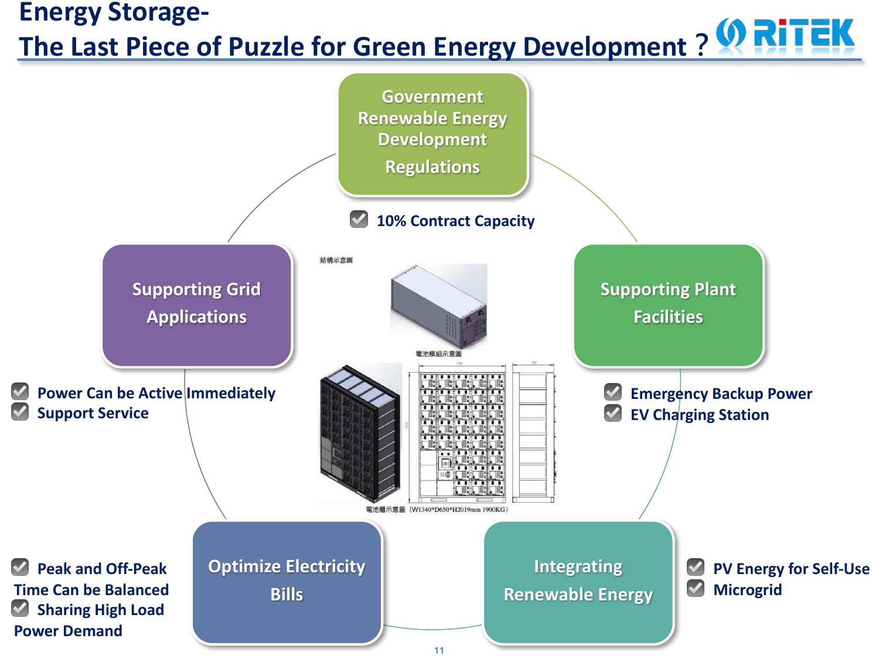# Energy Storage- The Last Piece of Puzzle for Green Energy Development？

## Government Renewable Energy Development Regulations

- 10% Contract Capacity

## Supporting Grid Applications

- Power Can be Active Immediately
- Support Service

## Supporting Plant Facilities

- Emergency Backup Power
- EV Charging Station

## Optimize Electricity Bills

- Peak and Off-Peak Time Can be Balanced
- Sharing High Load Power Demand

## Integrating Renewable Energy

- PV Energy for Self-Use
- Microgrid

結構示意圖

電池模組示意圖

電池櫃示意圖 （W1340*D650*H2019mm 1900KG）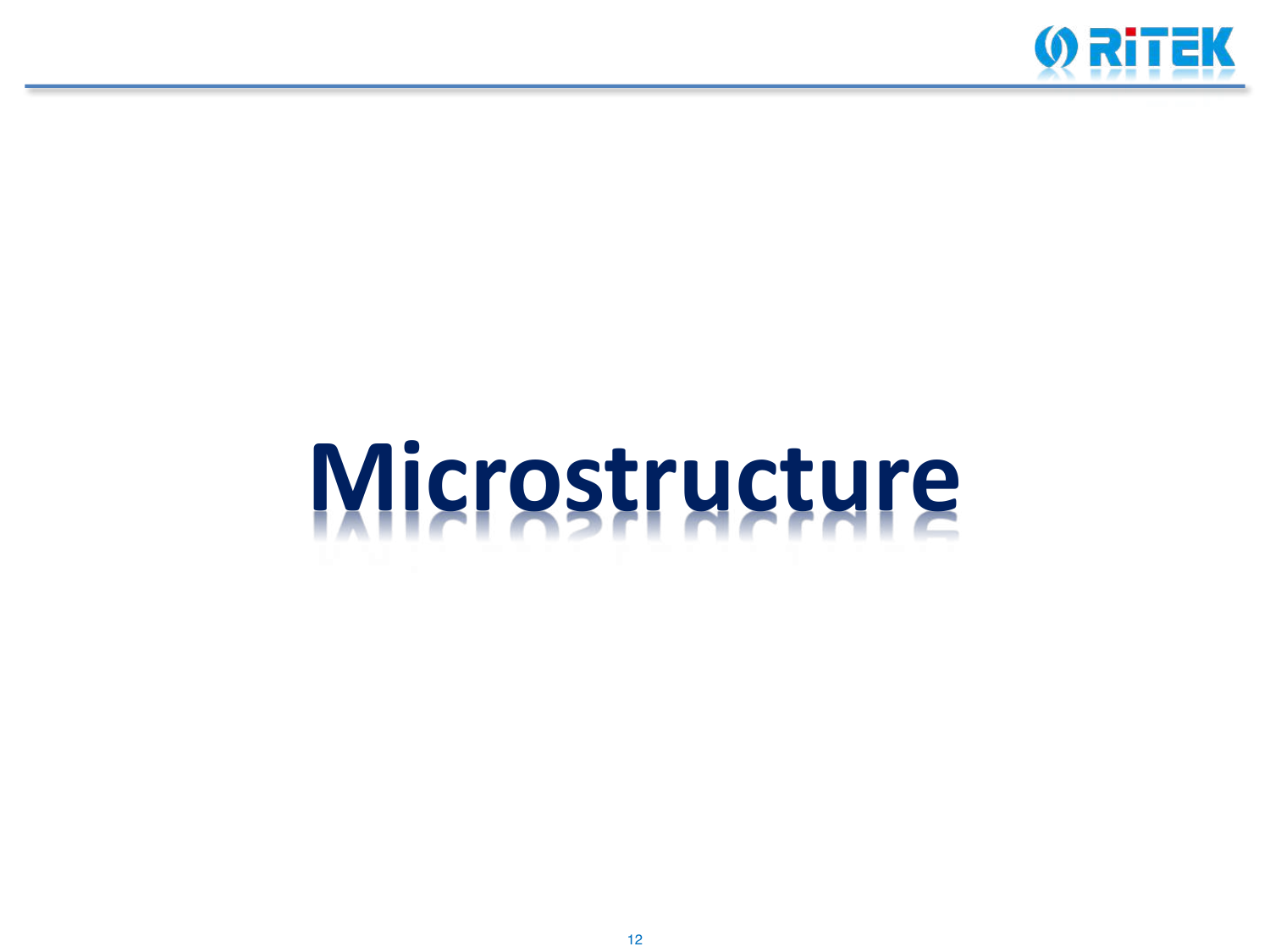# Microstructure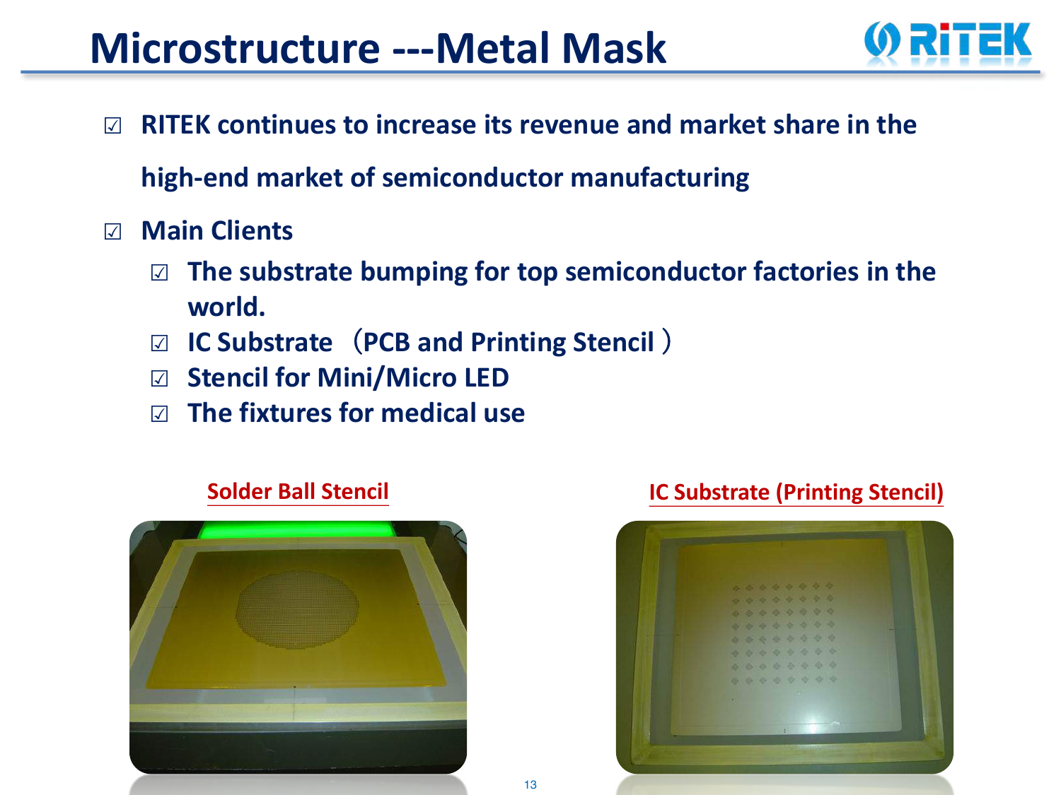# Microstructure ---Metal Mask

- ☑ **RITEK continues to increase its revenue and market share in the high-end market of semiconductor manufacturing**
- ☑ **Main Clients**
  - ☑ **The substrate bumping for top semiconductor factories in the world.**
  - ☑ **IC Substrate （PCB and Printing Stencil ）**
  - ☑ **Stencil for Mini/Micro LED**
  - ☑ **The fixtures for medical use**

**Solder Ball Stencil**

**IC Substrate (Printing Stencil)**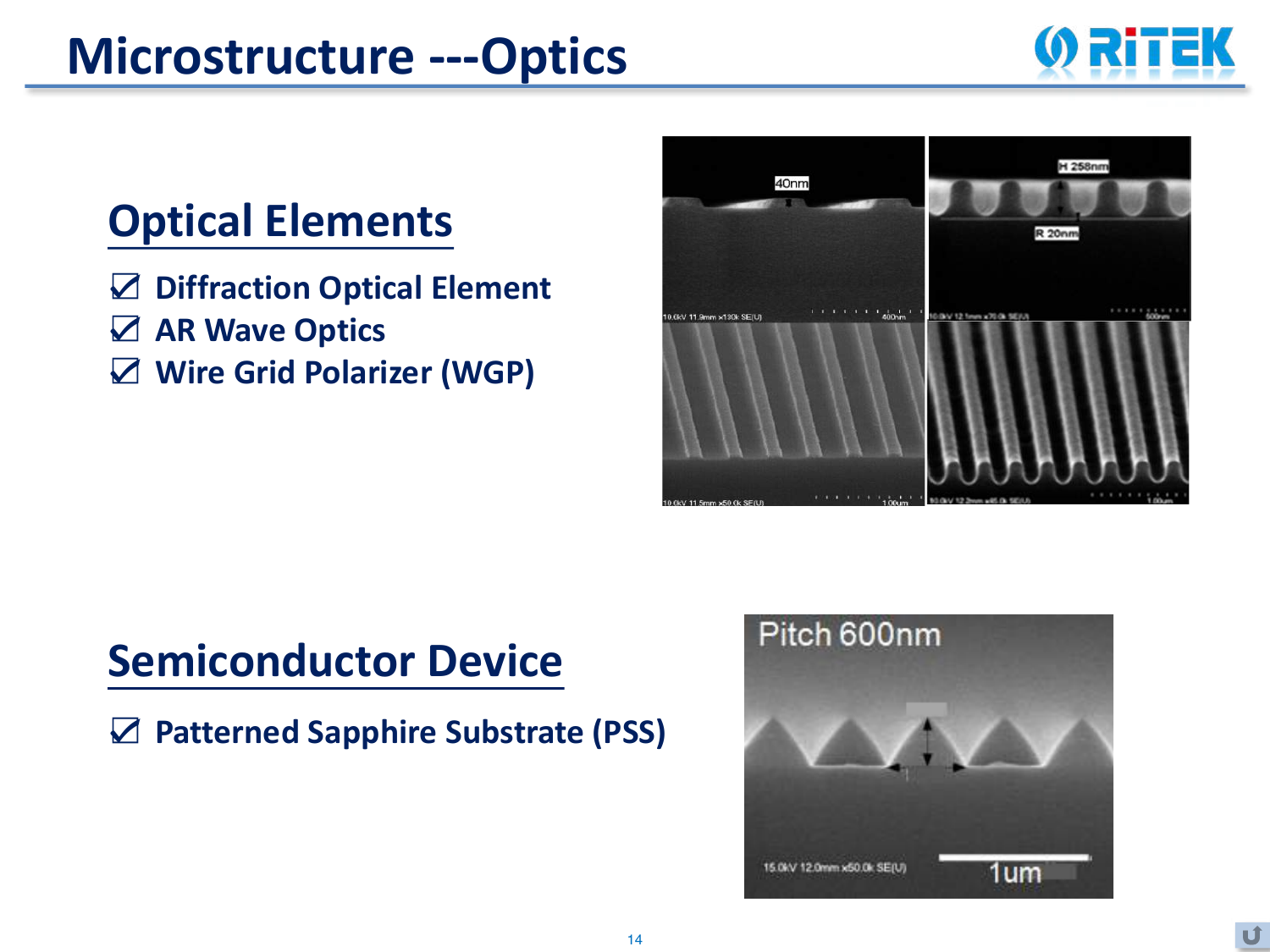# Microstructure ---Optics

## Optical Elements

- ☑ Diffraction Optical Element
- ☑ AR Wave Optics
- ☑ Wire Grid Polarizer (WGP)

## Semiconductor Device

- ☑ Patterned Sapphire Substrate (PSS)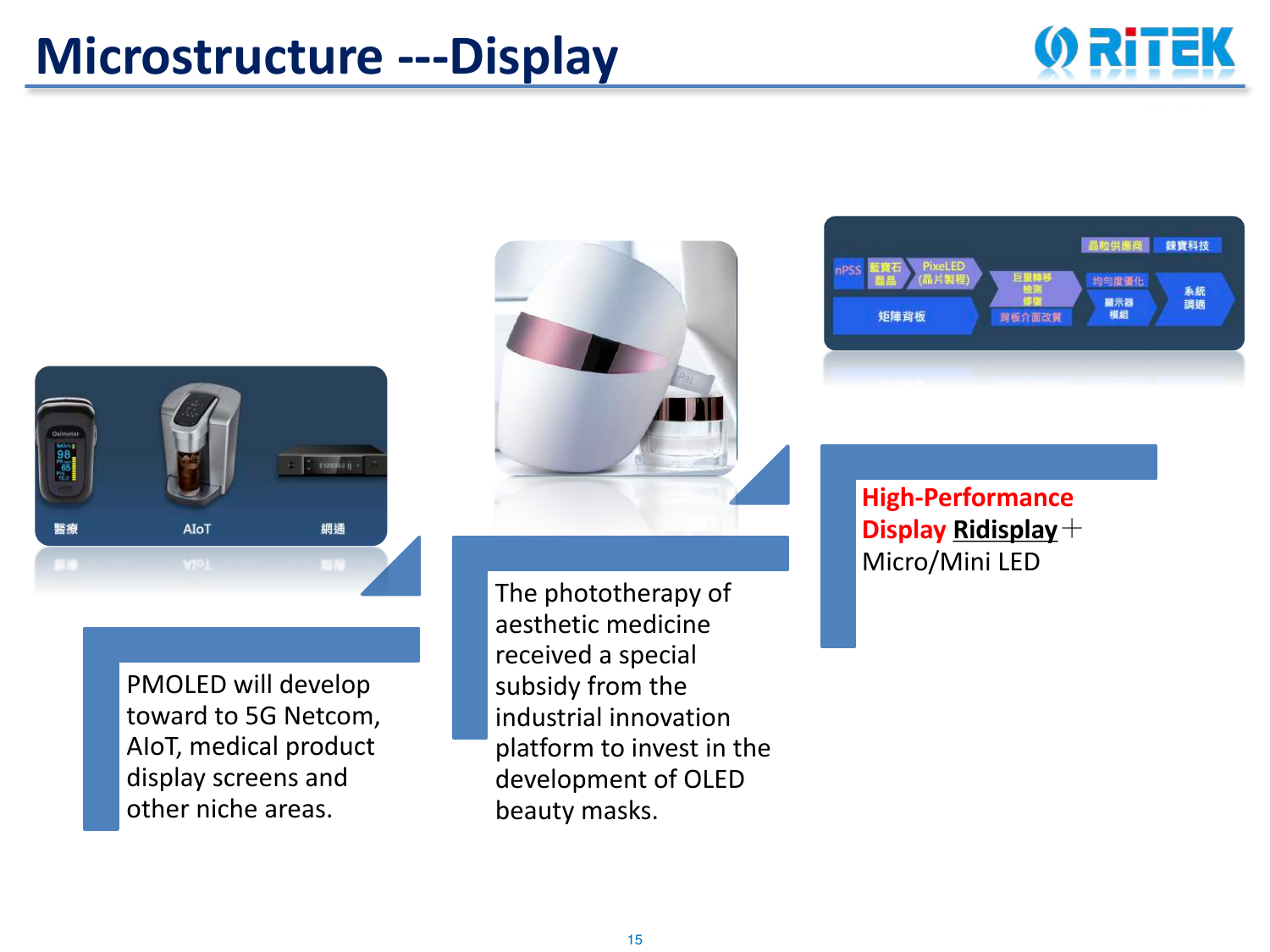# Microstructure ---Display

PMOLED will develop toward to 5G Netcom, AIoT, medical product display screens and other niche areas.

The phototherapy of aesthetic medicine received a special subsidy from the industrial innovation platform to invest in the development of OLED beauty masks.

**High-Performance Display Ridisplay**＋ Micro/Mini LED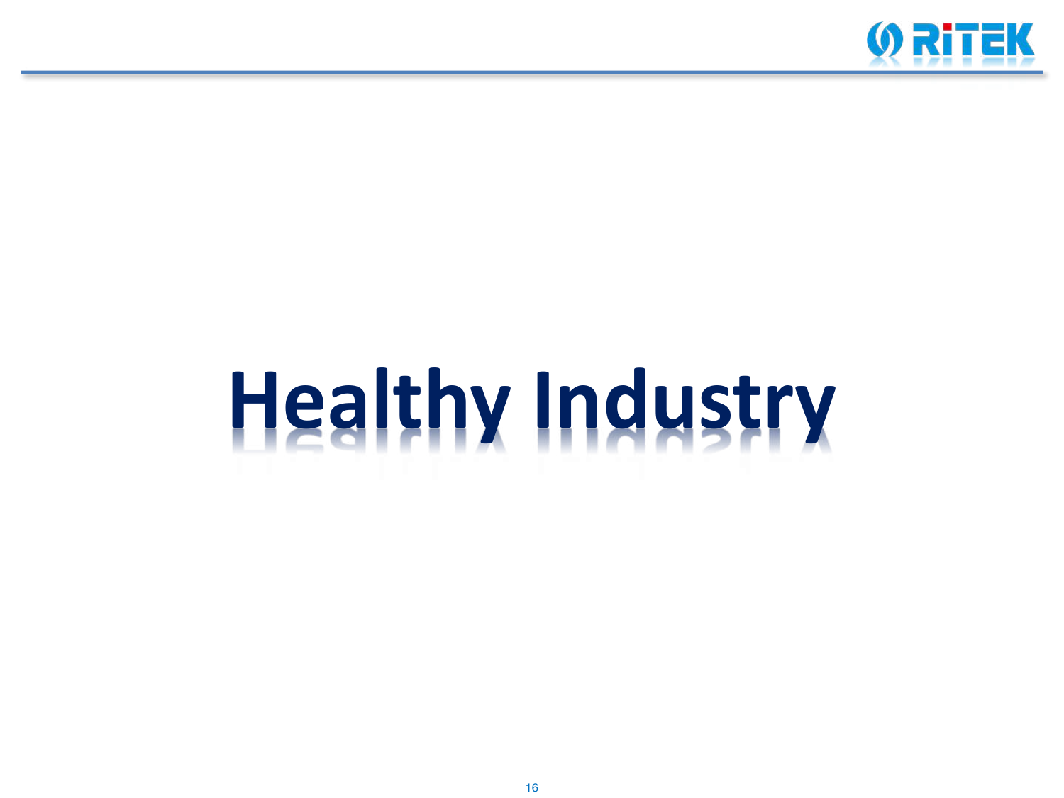# Healthy Industry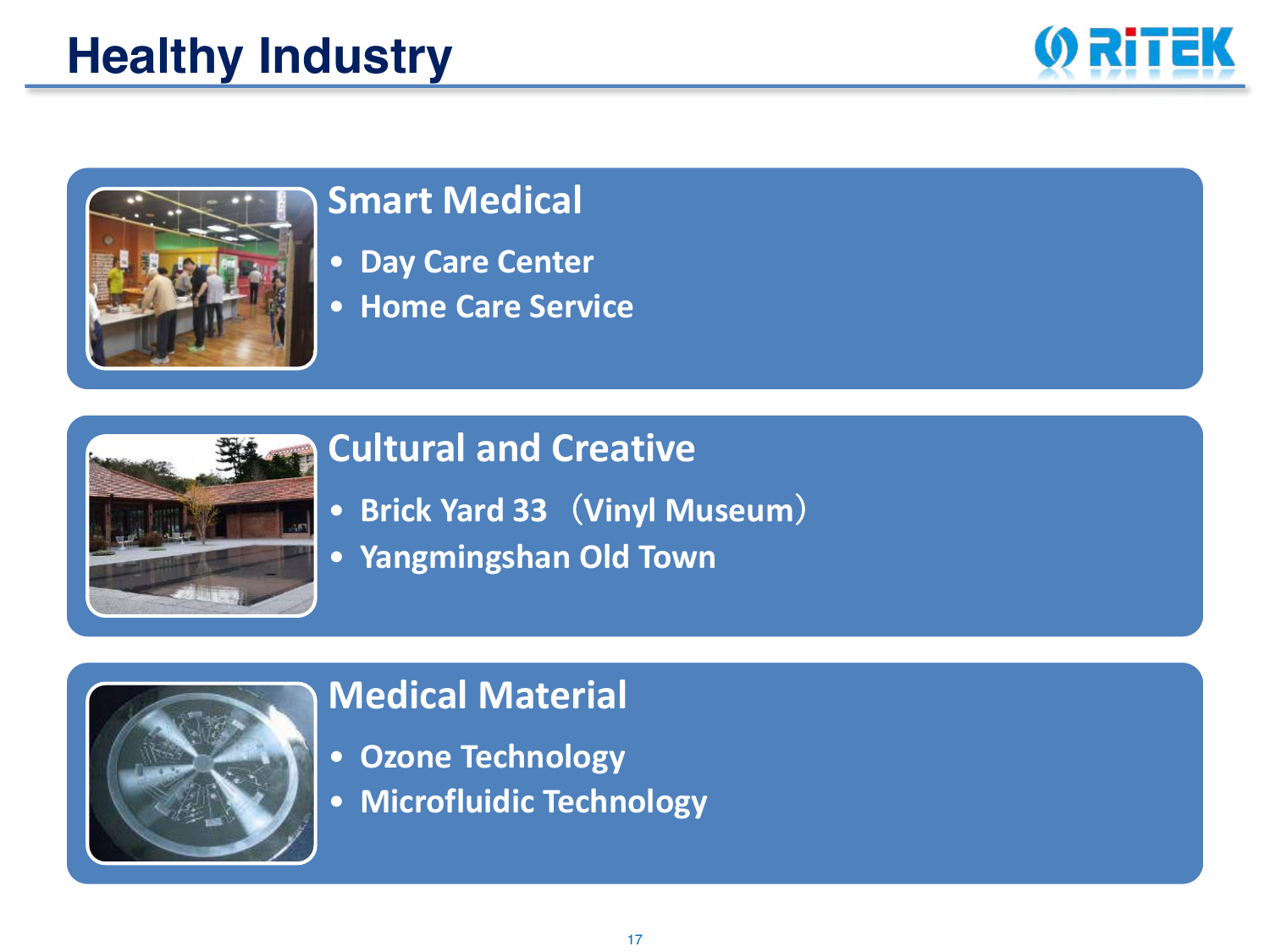# Healthy Industry

## Smart Medical

- Day Care Center
- Home Care Service

## Cultural and Creative

- Brick Yard 33 （Vinyl Museum）
- Yangmingshan Old Town

## Medical Material

- Ozone Technology
- Microfluidic Technology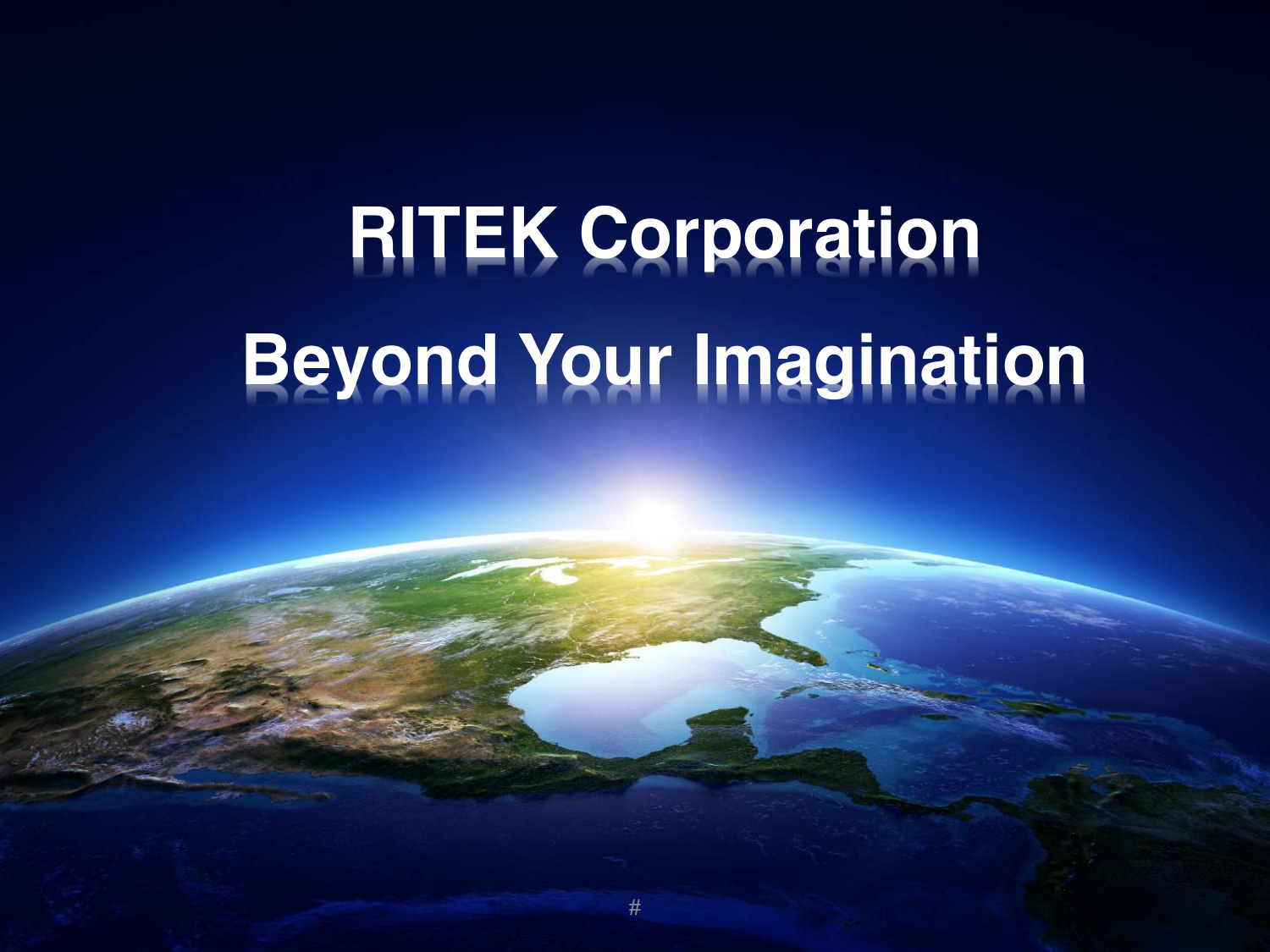# RITEK Corporation

# Beyond Your Imagination